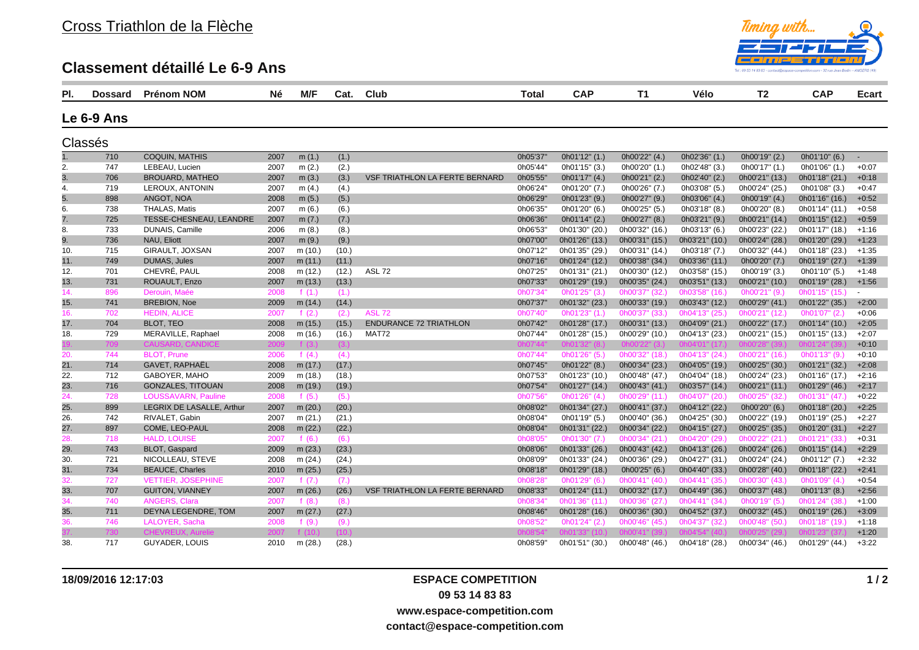# Cross Triathlon de la Flèche

## Classement détaillé Le 6-9 Ans

### Le 6-9 Ans

#### Classés

| Pl. | Dossard | Prénom NOM | Né | M/F | Cat. | Club | Total | CAP | T1 | Vélo | T2 | CAP | Ecart |
|---|---|---|---|---|---|---|---|---|---|---|---|---|---|
| 1. | 710 | COQUIN, MATHIS | 2007 | m (1.) | (1.) | | 0h05'37" | 0h01'12" (1.) | 0h00'22" (4.) | 0h02'36" (1.) | 0h00'19" (2.) | 0h01'10" (6.) | - |
| 2. | 747 | LEBEAU, Lucien | 2007 | m (2.) | (2.) | | 0h05'44" | 0h01'15" (3.) | 0h00'20" (1.) | 0h02'48" (3.) | 0h00'17" (1.) | 0h01'06" (1.) | +0:07 |
| 3. | 706 | BROUARD, MATHEO | 2007 | m (3.) | (3.) | VSF TRIATHLON LA FERTE BERNARD | 0h05'55" | 0h01'17" (4.) | 0h00'21" (2.) | 0h02'40" (2.) | 0h00'21" (13.) | 0h01'18" (21.) | +0:18 |
| 4. | 719 | LEROUX, ANTONIN | 2007 | m (4.) | (4.) | | 0h06'24" | 0h01'20" (7.) | 0h00'26" (7.) | 0h03'08" (5.) | 0h00'24" (25.) | 0h01'08" (3.) | +0:47 |
| 5. | 898 | ANGOT, NOA | 2008 | m (5.) | (5.) | | 0h06'29" | 0h01'23" (9.) | 0h00'27" (9.) | 0h03'06" (4.) | 0h00'19" (4.) | 0h01'16" (16.) | +0:52 |
| 6. | 738 | THALAS, Matis | 2007 | m (6.) | (6.) | | 0h06'35" | 0h01'20" (6.) | 0h00'25" (5.) | 0h03'18" (8.) | 0h00'20" (8.) | 0h01'14" (11.) | +0:58 |
| 7. | 725 | TESSE-CHESNEAU, LEANDRE | 2007 | m (7.) | (7.) | | 0h06'36" | 0h01'14" (2.) | 0h00'27" (8.) | 0h03'21" (9.) | 0h00'21" (14.) | 0h01'15" (12.) | +0:59 |
| 8. | 733 | DUNAIS, Camille | 2006 | m (8.) | (8.) | | 0h06'53" | 0h01'30" (20.) | 0h00'32" (16.) | 0h03'13" (6.) | 0h00'23" (22.) | 0h01'17" (18.) | +1:16 |
| 9. | 736 | NAU, Eliott | 2007 | m (9.) | (9.) | | 0h07'00" | 0h01'26" (13.) | 0h00'31" (15.) | 0h03'21" (10.) | 0h00'24" (28.) | 0h01'20" (29.) | +1:23 |
| 10. | 715 | GIRAULT, JOXSAN | 2007 | m (10.) | (10.) | | 0h07'12" | 0h01'35" (29.) | 0h00'31" (14.) | 0h03'18" (7.) | 0h00'32" (44.) | 0h01'18" (23.) | +1:35 |
| 11. | 749 | DUMAS, Jules | 2007 | m (11.) | (11.) | | 0h07'16" | 0h01'24" (12.) | 0h00'38" (34.) | 0h03'36" (11.) | 0h00'20" (7.) | 0h01'19" (27.) | +1:39 |
| 12. | 701 | CHEVRÉ, PAUL | 2008 | m (12.) | (12.) | ASL 72 | 0h07'25" | 0h01'31" (21.) | 0h00'30" (12.) | 0h03'58" (15.) | 0h00'19" (3.) | 0h01'10" (5.) | +1:48 |
| 13. | 731 | ROUAULT, Enzo | 2007 | m (13.) | (13.) | | 0h07'33" | 0h01'29" (19.) | 0h00'35" (24.) | 0h03'51" (13.) | 0h00'21" (10.) | 0h01'19" (28.) | +1:56 |
| 14. | 896 | Derouin, Maée | 2008 | f (1.) | (1.) | | 0h07'34" | 0h01'25" (3.) | 0h00'37" (32.) | 0h03'58" (16.) | 0h00'21" (9.) | 0h01'15" (15.) | - |
| 15. | 741 | BREBION, Noe | 2009 | m (14.) | (14.) | | 0h07'37" | 0h01'32" (23.) | 0h00'33" (19.) | 0h03'43" (12.) | 0h00'29" (41.) | 0h01'22" (35.) | +2:00 |
| 16. | 702 | HEDIN, ALICE | 2007 | f (2.) | (2.) | ASL 72 | 0h07'40" | 0h01'23" (1.) | 0h00'37" (33.) | 0h04'13" (25.) | 0h00'21" (12.) | 0h01'07" (2.) | +0:06 |
| 17. | 704 | BLOT, TEO | 2008 | m (15.) | (15.) | ENDURANCE 72 TRIATHLON | 0h07'42" | 0h01'28" (17.) | 0h00'31" (13.) | 0h04'09" (21.) | 0h00'22" (17.) | 0h01'14" (10.) | +2:05 |
| 18. | 729 | MERAVILLE, Raphael | 2008 | m (16.) | (16.) | MAT72 | 0h07'44" | 0h01'28" (15.) | 0h00'29" (10.) | 0h04'13" (23.) | 0h00'21" (15.) | 0h01'15" (13.) | +2:07 |
| 19. | 709 | CAUSARD, CANDICE | 2009 | f (3.) | (3.) | | 0h07'44" | 0h01'32" (8.) | 0h00'22" (3.) | 0h04'01" (17.) | 0h00'28" (39.) | 0h01'24" (39.) | +0:10 |
| 20. | 744 | BLOT, Prune | 2006 | f (4.) | (4.) | | 0h07'44" | 0h01'26" (5.) | 0h00'32" (18.) | 0h04'13" (24.) | 0h00'21" (16.) | 0h01'13" (9.) | +0:10 |
| 21. | 714 | GAVET, RAPHAËL | 2008 | m (17.) | (17.) | | 0h07'45" | 0h01'22" (8.) | 0h00'34" (23.) | 0h04'05" (19.) | 0h00'25" (30.) | 0h01'21" (32.) | +2:08 |
| 22. | 712 | GABOYER, MAHO | 2009 | m (18.) | (18.) | | 0h07'53" | 0h01'23" (10.) | 0h00'48" (47.) | 0h04'04" (18.) | 0h00'24" (23.) | 0h01'16" (17.) | +2:16 |
| 23. | 716 | GONZALES, TITOUAN | 2008 | m (19.) | (19.) | | 0h07'54" | 0h01'27" (14.) | 0h00'43" (41.) | 0h03'57" (14.) | 0h00'21" (11.) | 0h01'29" (46.) | +2:17 |
| 24. | 728 | LOUSSAVARN, Pauline | 2008 | f (5.) | (5.) | | 0h07'56" | 0h01'26" (4.) | 0h00'29" (11.) | 0h04'07" (20.) | 0h00'25" (32.) | 0h01'31" (47.) | +0:22 |
| 25. | 899 | LEGRIX DE LASALLE, Arthur | 2007 | m (20.) | (20.) | | 0h08'02" | 0h01'34" (27.) | 0h00'41" (37.) | 0h04'12" (22.) | 0h00'20" (6.) | 0h01'18" (20.) | +2:25 |
| 26. | 742 | RIVALET, Gabin | 2007 | m (21.) | (21.) | | 0h08'04" | 0h01'19" (5.) | 0h00'40" (36.) | 0h04'25" (30.) | 0h00'22" (19.) | 0h01'19" (25.) | +2:27 |
| 27. | 897 | COME, LEO-PAUL | 2008 | m (22.) | (22.) | | 0h08'04" | 0h01'31" (22.) | 0h00'34" (22.) | 0h04'15" (27.) | 0h00'25" (35.) | 0h01'20" (31.) | +2:27 |
| 28. | 718 | HALD, LOUISE | 2007 | f (6.) | (6.) | | 0h08'05" | 0h01'30" (7.) | 0h00'34" (21.) | 0h04'20" (29.) | 0h00'22" (21.) | 0h01'21" (33.) | +0:31 |
| 29. | 743 | BLOT, Gaspard | 2009 | m (23.) | (23.) | | 0h08'06" | 0h01'33" (26.) | 0h00'43" (42.) | 0h04'13" (26.) | 0h00'24" (26.) | 0h01'15" (14.) | +2:29 |
| 30. | 721 | NICOLLEAU, STEVE | 2008 | m (24.) | (24.) | | 0h08'09" | 0h01'33" (24.) | 0h00'36" (29.) | 0h04'27" (31.) | 0h00'24" (24.) | 0h01'12" (7.) | +2:32 |
| 31. | 734 | BEAUCE, Charles | 2010 | m (25.) | (25.) | | 0h08'18" | 0h01'29" (18.) | 0h00'25" (6.) | 0h04'40" (33.) | 0h00'28" (40.) | 0h01'18" (22.) | +2:41 |
| 32. | 727 | VETTIER, JOSEPHINE | 2007 | f (7.) | (7.) | | 0h08'28" | 0h01'29" (6.) | 0h00'41" (40.) | 0h04'41" (35.) | 0h00'30" (43.) | 0h01'09" (4.) | +0:54 |
| 33. | 707 | GUITON, VIANNEY | 2007 | m (26.) | (26.) | VSF TRIATHLON LA FERTE BERNARD | 0h08'33" | 0h01'24" (11.) | 0h00'32" (17.) | 0h04'49" (36.) | 0h00'37" (48.) | 0h01'13" (8.) | +2:56 |
| 34. | 740 | ANGERS, Clara | 2007 | f (8.) | (8.) | | 0h08'34" | 0h01'36" (11.) | 0h00'36" (27.) | 0h04'41" (34.) | 0h00'19" (5.) | 0h01'24" (38.) | +1:00 |
| 35. | 711 | DEYNA LEGENDRE, TOM | 2007 | m (27.) | (27.) | | 0h08'46" | 0h01'28" (16.) | 0h00'36" (30.) | 0h04'52" (37.) | 0h00'32" (45.) | 0h01'19" (26.) | +3:09 |
| 36. | 746 | LALOYER, Sacha | 2008 | f (9.) | (9.) | | 0h08'52" | 0h01'24" (2.) | 0h00'46" (45.) | 0h04'37" (32.) | 0h00'48" (50.) | 0h01'18" (19.) | +1:18 |
| 37. | 730 | CHEVREUX, Aurelie | 2007 | f (10.) | (10.) | | 0h08'54" | 0h01'33" (10.) | 0h00'41" (39.) | 0h04'54" (40.) | 0h00'25" (29.) | 0h01'23" (37.) | +1:20 |
| 38. | 717 | GUYADER, LOUIS | 2010 | m (28.) | (28.) | | 0h08'59" | 0h01'51" (30.) | 0h00'48" (46.) | 0h04'18" (28.) | 0h00'34" (46.) | 0h01'29" (44.) | +3:22 |

18/09/2016 12:17:03

**ESPACE COMPETITION**
**09 53 14 83 83**
**www.espace-competition.com**
**contact@espace-competition.com**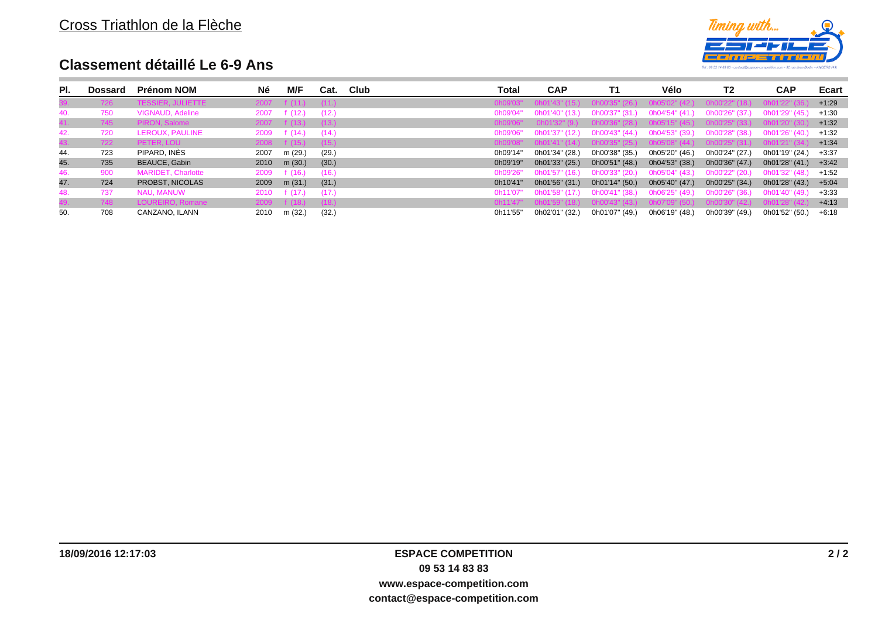## Cross Triathlon de la Flèche

## Classement détaillé Le 6-9 Ans

| Pl. | Dossard | Prénom NOM | Né | M/F | Cat. | Club | Total | CAP | T1 | Vélo | T2 | CAP | Ecart |
|---|---|---|---|---|---|---|---|---|---|---|---|---|---|
| 39. | 726 | TESSIER, JULIETTE | 2007 | f (11.) | (11.) | | 0h09'03" | 0h01'43" (15.) | 0h00'35" (26.) | 0h05'02" (42.) | 0h00'22" (18.) | 0h01'22" (36.) | +1:29 |
| 40. | 750 | VIGNAUD, Adeline | 2007 | f (12.) | (12.) | | 0h09'04" | 0h01'40" (13.) | 0h00'37" (31.) | 0h04'54" (41.) | 0h00'26" (37.) | 0h01'29" (45.) | +1:30 |
| 41. | 745 | PIRON, Salome | 2007 | f (13.) | (13.) | | 0h09'06" | 0h01'32" (9.) | 0h00'36" (28.) | 0h05'15" (45.) | 0h00'25" (33.) | 0h01'20" (30.) | +1:32 |
| 42. | 720 | LEROUX, PAULINE | 2009 | f (14.) | (14.) | | 0h09'06" | 0h01'37" (12.) | 0h00'43" (44.) | 0h04'53" (39.) | 0h00'28" (38.) | 0h01'26" (40.) | +1:32 |
| 43. | 722 | PETER, LOU | 2008 | f (15.) | (15.) | | 0h09'08" | 0h01'41" (14.) | 0h00'35" (25.) | 0h05'08" (44.) | 0h00'25" (31.) | 0h01'21" (34.) | +1:34 |
| 44. | 723 | PIPARD, INÈS | 2007 | m (29.) | (29.) | | 0h09'14" | 0h01'34" (28.) | 0h00'38" (35.) | 0h05'20" (46.) | 0h00'24" (27.) | 0h01'19" (24.) | +3:37 |
| 45. | 735 | BEAUCE, Gabin | 2010 | m (30.) | (30.) | | 0h09'19" | 0h01'33" (25.) | 0h00'51" (48.) | 0h04'53" (38.) | 0h00'36" (47.) | 0h01'28" (41.) | +3:42 |
| 46. | 900 | MARIDET, Charlotte | 2009 | f (16.) | (16.) | | 0h09'26" | 0h01'57" (16.) | 0h00'33" (20.) | 0h05'04" (43.) | 0h00'22" (20.) | 0h01'32" (48.) | +1:52 |
| 47. | 724 | PROBST, NICOLAS | 2009 | m (31.) | (31.) | | 0h10'41" | 0h01'56" (31.) | 0h01'14" (50.) | 0h05'40" (47.) | 0h00'25" (34.) | 0h01'28" (43.) | +5:04 |
| 48. | 737 | NAU, MANUW | 2010 | f (17.) | (17.) | | 0h11'07" | 0h01'58" (17.) | 0h00'41" (38.) | 0h06'25" (49.) | 0h00'26" (36.) | 0h01'40" (49.) | +3:33 |
| 49. | 748 | LOUREIRO, Romane | 2009 | f (18.) | (18.) | | 0h11'47" | 0h01'59" (18.) | 0h00'43" (43.) | 0h07'09" (50.) | 0h00'30" (42.) | 0h01'28" (42.) | +4:13 |
| 50. | 708 | CANZANO, ILANN | 2010 | m (32.) | (32.) | | 0h11'55" | 0h02'01" (32.) | 0h01'07" (49.) | 0h06'19" (48.) | 0h00'39" (49.) | 0h01'52" (50.) | +6:18 |

18/09/2016 12:17:03

**ESPACE COMPETITION**
**09 53 14 83 83**
**www.espace-competition.com**
**contact@espace-competition.com**